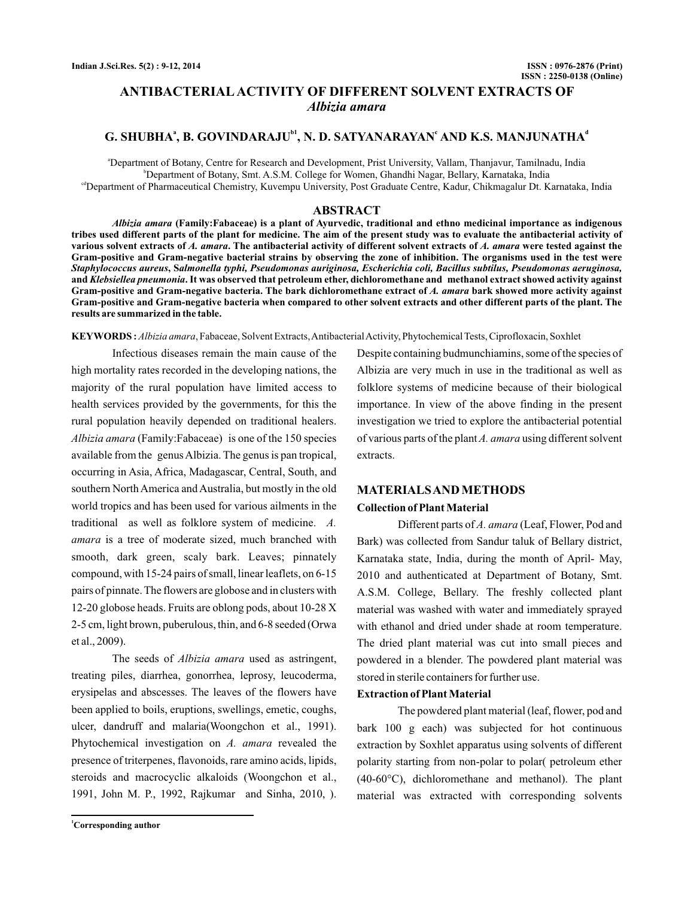# ANTIBACTERIAL ACTIVITY OF DIFFERENT SOLVENT EXTRACTS OF *Albizia amara*

## G. SHUBHA[a], B. GOVINDARAJU[b1], N. D. SATYANARAYAN[c] AND K.S. MANJUNATHA[d]

[a]Department of Botany, Centre for Research and Development, Prist University, Vallam, Thanjavur, Tamilnadu, India
[b]Department of Botany, Smt. A.S.M. College for Women, Ghandhi Nagar, Bellary, Karnataka, India
[cd]Department of Pharmaceutical Chemistry, Kuvempu University, Post Graduate Centre, Kadur, Chikmagalur Dt. Karnataka, India

## ABSTRACT

***Albizia amara*** **(Family:Fabaceae) is a plant of Ayurvedic, traditional and ethno medicinal importance as indigenous tribes used different parts of the plant for medicine. The aim of the present study was to evaluate the antibacterial activity of various solvent extracts of *A. amara*. The antibacterial activity of different solvent extracts of *A. amara* were tested against the Gram-positive and Gram-negative bacterial strains by observing the zone of inhibition. The organisms used in the test were *Staphylococcus aureus*, S*almonella typhi, Pseudomonas auriginosa, Escherichia coli, Bacillus subtilus, Pseudomonas aeruginosa,* and *Klebsiellea pneumonia*. It was observed that petroleum ether, dichloromethane and methanol extract showed activity against Gram-positive and Gram-negative bacteria. The bark dichloromethane extract of *A. amara* bark showed more activity against Gram-positive and Gram-negative bacteria when compared to other solvent extracts and other different parts of the plant. The results are summarized in the table.**

**KEYWORDS :** *Albizia amara*, Fabaceae, Solvent Extracts, Antibacterial Activity, Phytochemical Tests, Ciprofloxacin, Soxhlet

Infectious diseases remain the main cause of the high mortality rates recorded in the developing nations, the majority of the rural population have limited access to health services provided by the governments, for this the rural population heavily depended on traditional healers. *Albizia amara* (Family:Fabaceae) is one of the 150 species available from the genus Albizia. The genus is pan tropical, occurring in Asia, Africa, Madagascar, Central, South, and southern North America and Australia, but mostly in the old world tropics and has been used for various ailments in the traditional as well as folklore system of medicine. *A. amara* is a tree of moderate sized, much branched with smooth, dark green, scaly bark. Leaves; pinnately compound, with 15-24 pairs of small, linear leaflets, on 6-15 pairs of pinnate. The flowers are globose and in clusters with 12-20 globose heads. Fruits are oblong pods, about 10-28 X 2-5 cm, light brown, puberulous, thin, and 6-8 seeded (Orwa et al., 2009).

The seeds of *Albizia amara* used as astringent, treating piles, diarrhea, gonorrhea, leprosy, leucoderma, erysipelas and abscesses. The leaves of the flowers have been applied to boils, eruptions, swellings, emetic, coughs, ulcer, dandruff and malaria(Woongchon et al., 1991). Phytochemical investigation on *A. amara* revealed the presence of triterpenes, flavonoids, rare amino acids, lipids, steroids and macrocyclic alkaloids (Woongchon et al., 1991, John M. P., 1992, Rajkumar and Sinha, 2010, ). Despite containing budmunchiamins, some of the species of Albizia are very much in use in the traditional as well as folklore systems of medicine because of their biological importance. In view of the above finding in the present investigation we tried to explore the antibacterial potential of various parts of the plant *A. amara* using different solvent extracts.

## MATERIALS AND METHODS

### Collection of Plant Material

Different parts of *A. amara* (Leaf, Flower, Pod and Bark) was collected from Sandur taluk of Bellary district, Karnataka state, India, during the month of April- May, 2010 and authenticated at Department of Botany, Smt. A.S.M. College, Bellary. The freshly collected plant material was washed with water and immediately sprayed with ethanol and dried under shade at room temperature. The dried plant material was cut into small pieces and powdered in a blender. The powdered plant material was stored in sterile containers for further use.

### Extraction of Plant Material

The powdered plant material (leaf, flower, pod and bark 100 g each) was subjected for hot continuous extraction by Soxhlet apparatus using solvents of different polarity starting from non-polar to polar( petroleum ether (40-60°C), dichloromethane and methanol). The plant material was extracted with corresponding solvents

[1]Corresponding author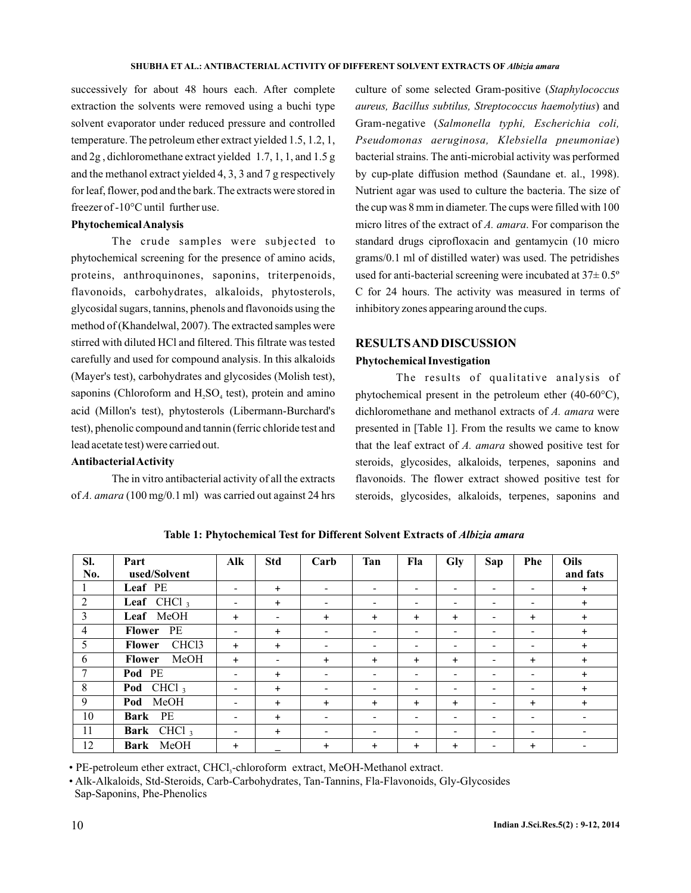successively for about 48 hours each. After complete extraction the solvents were removed using a buchi type solvent evaporator under reduced pressure and controlled temperature. The petroleum ether extract yielded 1.5, 1.2, 1, and 2g , dichloromethane extract yielded 1.7, 1, 1, and 1.5 g and the methanol extract yielded 4, 3, 3 and 7 g respectively for leaf, flower, pod and the bark. The extracts were stored in freezer of -10°C until further use.

**Phytochemical Analysis**

The crude samples were subjected to phytochemical screening for the presence of amino acids, proteins, anthroquinones, saponins, triterpenoids, flavonoids, carbohydrates, alkaloids, phytosterols, glycosidal sugars, tannins, phenols and flavonoids using the method of (Khandelwal, 2007). The extracted samples were stirred with diluted HCl and filtered. This filtrate was tested carefully and used for compound analysis. In this alkaloids (Mayer's test), carbohydrates and glycosides (Molish test), saponins (Chloroform and $H_2SO_4$ test), protein and amino acid (Millon's test), phytosterols (Libermann-Burchard's test), phenolic compound and tannin (ferric chloride test and lead acetate test) were carried out.

**Antibacterial Activity**

The in vitro antibacterial activity of all the extracts of *A. amara* (100 mg/0.1 ml) was carried out against 24 hrs culture of some selected Gram-positive (*Staphylococcus aureus, Bacillus subtilus, Streptococcus haemolytius*) and Gram-negative (*Salmonella typhi, Escherichia coli, Pseudomonas aeruginosa, Klebsiella pneumoniae*) bacterial strains. The anti-microbial activity was performed by cup-plate diffusion method (Saundane et. al., 1998). Nutrient agar was used to culture the bacteria. The size of the cup was 8 mm in diameter. The cups were filled with 100 micro litres of the extract of *A. amara*. For comparison the standard drugs ciprofloxacin and gentamycin (10 micro grams/0.1 ml of distilled water) was used. The petridishes used for anti-bacterial screening were incubated at 37± 0.5º C for 24 hours. The activity was measured in terms of inhibitory zones appearing around the cups.

## RESULTS AND DISCUSSION

**Phytochemical Investigation**

The results of qualitative analysis of phytochemical present in the petroleum ether (40-60°C), dichloromethane and methanol extracts of *A. amara* were presented in [Table 1]. From the results we came to know that the leaf extract of *A. amara* showed positive test for steroids, glycosides, alkaloids, terpenes, saponins and flavonoids. The flower extract showed positive test for steroids, glycosides, alkaloids, terpenes, saponins and

**Table 1: Phytochemical Test for Different Solvent Extracts of *Albizia amara***

| Sl. No. | Part used/Solvent | Alk | Std | Carb | Tan | Fla | Gly | Sap | Phe | Oils and fats |
|---|---|---|---|---|---|---|---|---|---|---|
| 1 | **Leaf** PE | - | + | - | - | - | - | - | - | + |
| 2 | **Leaf** $CHCl_3$ | - | + | - | - | - | - | - | - | + |
| 3 | **Leaf** MeOH | + | - | + | + | + | + | - | + | + |
| 4 | **Flower** PE | - | + | - | - | - | - | - | - | + |
| 5 | **Flower** CHCl3 | + | + | - | - | - | - | - | - | + |
| 6 | **Flower** MeOH | + | - | + | + | + | + | - | + | + |
| 7 | **Pod** PE | - | + | - | - | - | - | - | - | + |
| 8 | **Pod** $CHCl_3$ | - | + | - | - | - | - | - | - | + |
| 9 | **Pod** MeOH | - | + | + | + | + | + | - | + | + |
| 10 | **Bark** PE | - | + | - | - | - | - | - | - | - |
| 11 | **Bark** $CHCl_3$ | - | + | - | - | - | - | - | - | - |
| 12 | **Bark** MeOH | + | _ | + | + | + | + | - | + | - |

- PE-petroleum ether extract, $CHCl_3$-chloroform extract, MeOH-Methanol extract.
- Alk-Alkaloids, Std-Steroids, Carb-Carbohydrates, Tan-Tannins, Fla-Flavonoids, Gly-Glycosides Sap-Saponins, Phe-Phenolics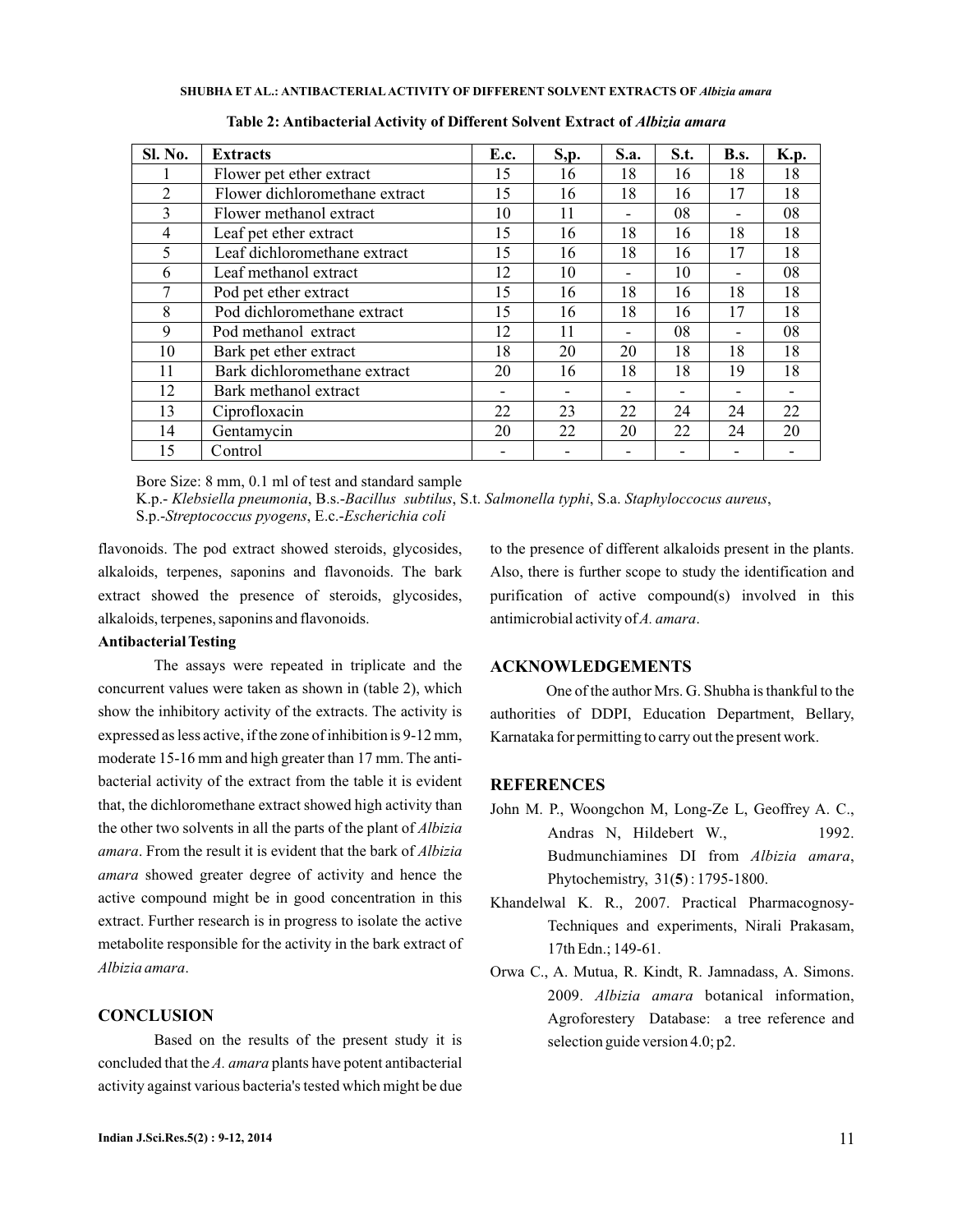**Table 2: Antibacterial Activity of Different Solvent Extract of *Albizia amara***

| Sl. No. | Extracts | E.c. | S,p. | S.a. | S.t. | B.s. | K.p. |
|---|---|---|---|---|---|---|---|
| 1 | Flower pet ether extract | 15 | 16 | 18 | 16 | 18 | 18 |
| 2 | Flower dichloromethane extract | 15 | 16 | 18 | 16 | 17 | 18 |
| 3 | Flower methanol extract | 10 | 11 | - | 08 | - | 08 |
| 4 | Leaf pet ether extract | 15 | 16 | 18 | 16 | 18 | 18 |
| 5 | Leaf dichloromethane extract | 15 | 16 | 18 | 16 | 17 | 18 |
| 6 | Leaf methanol extract | 12 | 10 | - | 10 | - | 08 |
| 7 | Pod pet ether extract | 15 | 16 | 18 | 16 | 18 | 18 |
| 8 | Pod dichloromethane extract | 15 | 16 | 18 | 16 | 17 | 18 |
| 9 | Pod methanol extract | 12 | 11 | - | 08 | - | 08 |
| 10 | Bark pet ether extract | 18 | 20 | 20 | 18 | 18 | 18 |
| 11 | Bark dichloromethane extract | 20 | 16 | 18 | 18 | 19 | 18 |
| 12 | Bark methanol extract | - | - | - | - | - | - |
| 13 | Ciprofloxacin | 22 | 23 | 22 | 24 | 24 | 22 |
| 14 | Gentamycin | 20 | 22 | 20 | 22 | 24 | 20 |
| 15 | Control | - | - | - | - | - | - |

Bore Size: 8 mm, 0.1 ml of test and standard sample

K.p.- *Klebsiella pneumonia*, B.s.-*Bacillus subtilus*, S.t. *Salmonella typhi*, S.a. *Staphyloccocus aureus*, S.p.-*Streptococcus pyogens*, E.c.-*Escherichia coli*

flavonoids. The pod extract showed steroids, glycosides, alkaloids, terpenes, saponins and flavonoids. The bark extract showed the presence of steroids, glycosides, alkaloids, terpenes, saponins and flavonoids.

**Antibacterial Testing**

The assays were repeated in triplicate and the concurrent values were taken as shown in (table 2), which show the inhibitory activity of the extracts. The activity is expressed as less active, if the zone of inhibition is 9-12 mm, moderate 15-16 mm and high greater than 17 mm. The anti-bacterial activity of the extract from the table it is evident that, the dichloromethane extract showed high activity than the other two solvents in all the parts of the plant of *Albizia amara*. From the result it is evident that the bark of *Albizia amara* showed greater degree of activity and hence the active compound might be in good concentration in this extract. Further research is in progress to isolate the active metabolite responsible for the activity in the bark extract of *Albizia amara*.

## CONCLUSION

Based on the results of the present study it is concluded that the *A. amara* plants have potent antibacterial activity against various bacteria's tested which might be due to the presence of different alkaloids present in the plants. Also, there is further scope to study the identification and purification of active compound(s) involved in this antimicrobial activity of *A. amara*.

## ACKNOWLEDGEMENTS

One of the author Mrs. G. Shubha is thankful to the authorities of DDPI, Education Department, Bellary, Karnataka for permitting to carry out the present work.

## REFERENCES

John M. P., Woongchon M, Long-Ze L, Geoffrey A. C., Andras N, Hildebert W., 1992. Budmunchiamines DI from *Albizia amara*, Phytochemistry, 31(**5**) : 1795-1800.

Khandelwal K. R., 2007. Practical Pharmacognosy-Techniques and experiments, Nirali Prakasam, 17th Edn.; 149-61.

Orwa C., A. Mutua, R. Kindt, R. Jamnadass, A. Simons. 2009. *Albizia amara* botanical information, Agroforestery Database: a tree reference and selection guide version 4.0; p2.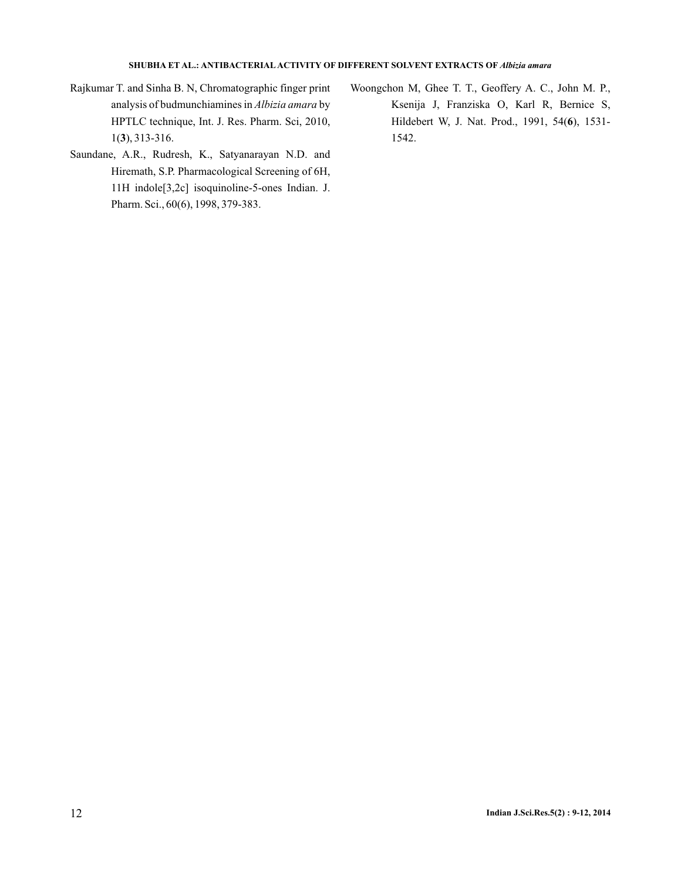Rajkumar T. and Sinha B. N, Chromatographic finger print analysis of budmunchiamines in *Albizia amara* by HPTLC technique, Int. J. Res. Pharm. Sci, 2010, 1(**3**), 313-316.

Saundane, A.R., Rudresh, K., Satyanarayan N.D. and Hiremath, S.P. Pharmacological Screening of 6H, 11H indole[3,2c] isoquinoline-5-ones Indian. J. Pharm. Sci., 60(6), 1998, 379-383.

Woongchon M, Ghee T. T., Geoffery A. C., John M. P., Ksenija J, Franziska O, Karl R, Bernice S, Hildebert W, J. Nat. Prod., 1991, 54(**6**), 1531-1542.